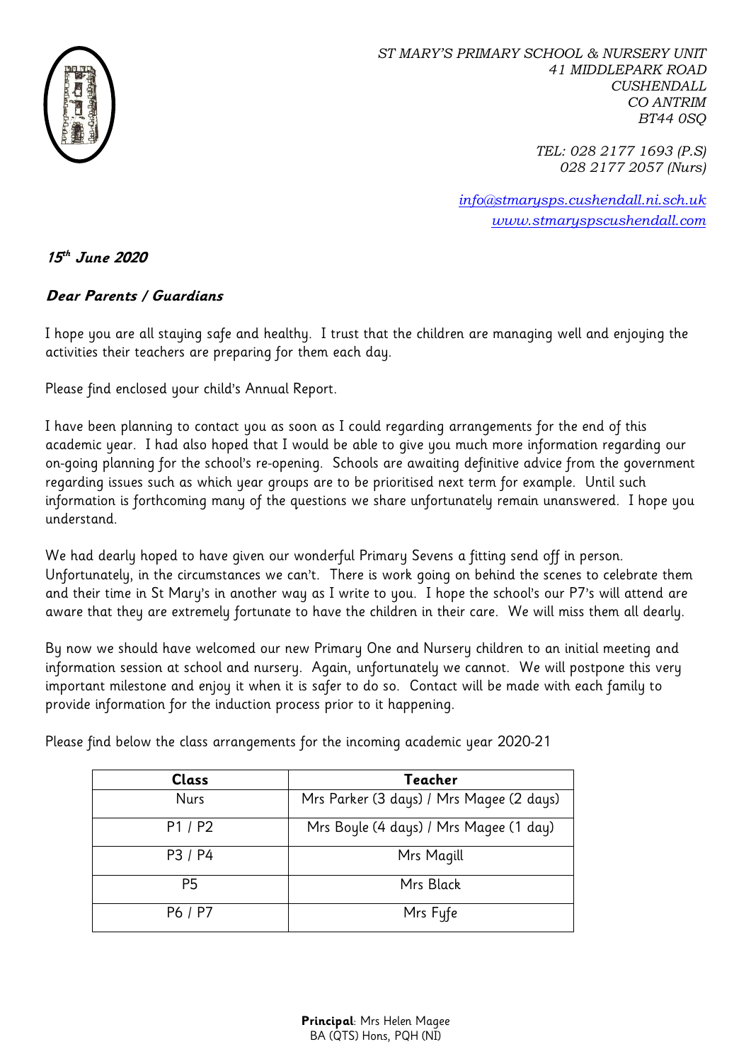*ST MARY'S PRIMARY SCHOOL & NURSERY UNIT*
*41 MIDDLEPARK ROAD*
*CUSHENDALL*
*CO ANTRIM*
*BT44 0SQ*

*TEL: 028 2177 1693 (P.S)*
*028 2177 2057 (Nurs)*

*info@stmarysps.cushendall.ni.sch.uk*
*www.stmaryspscushendall.com*

***15th June 2020***

***Dear Parents / Guardians***

I hope you are all staying safe and healthy. I trust that the children are managing well and enjoying the activities their teachers are preparing for them each day.

Please find enclosed your child's Annual Report.

I have been planning to contact you as soon as I could regarding arrangements for the end of this academic year. I had also hoped that I would be able to give you much more information regarding our on-going planning for the school's re-opening. Schools are awaiting definitive advice from the government regarding issues such as which year groups are to be prioritised next term for example. Until such information is forthcoming many of the questions we share unfortunately remain unanswered. I hope you understand.

We had dearly hoped to have given our wonderful Primary Sevens a fitting send off in person. Unfortunately, in the circumstances we can't. There is work going on behind the scenes to celebrate them and their time in St Mary's in another way as I write to you. I hope the school's our P7's will attend are aware that they are extremely fortunate to have the children in their care. We will miss them all dearly.

By now we should have welcomed our new Primary One and Nursery children to an initial meeting and information session at school and nursery. Again, unfortunately we cannot. We will postpone this very important milestone and enjoy it when it is safer to do so. Contact will be made with each family to provide information for the induction process prior to it happening.

Please find below the class arrangements for the incoming academic year 2020-21

| Class | Teacher |
|---|---|
| Nurs | Mrs Parker (3 days) / Mrs Magee (2 days) |
| P1 / P2 | Mrs Boyle (4 days) / Mrs Magee (1 day) |
| P3 / P4 | Mrs Magill |
| P5 | Mrs Black |
| P6 / P7 | Mrs Fyfe |

**Principal**: Mrs Helen Magee
BA (QTS) Hons, PQH (NI)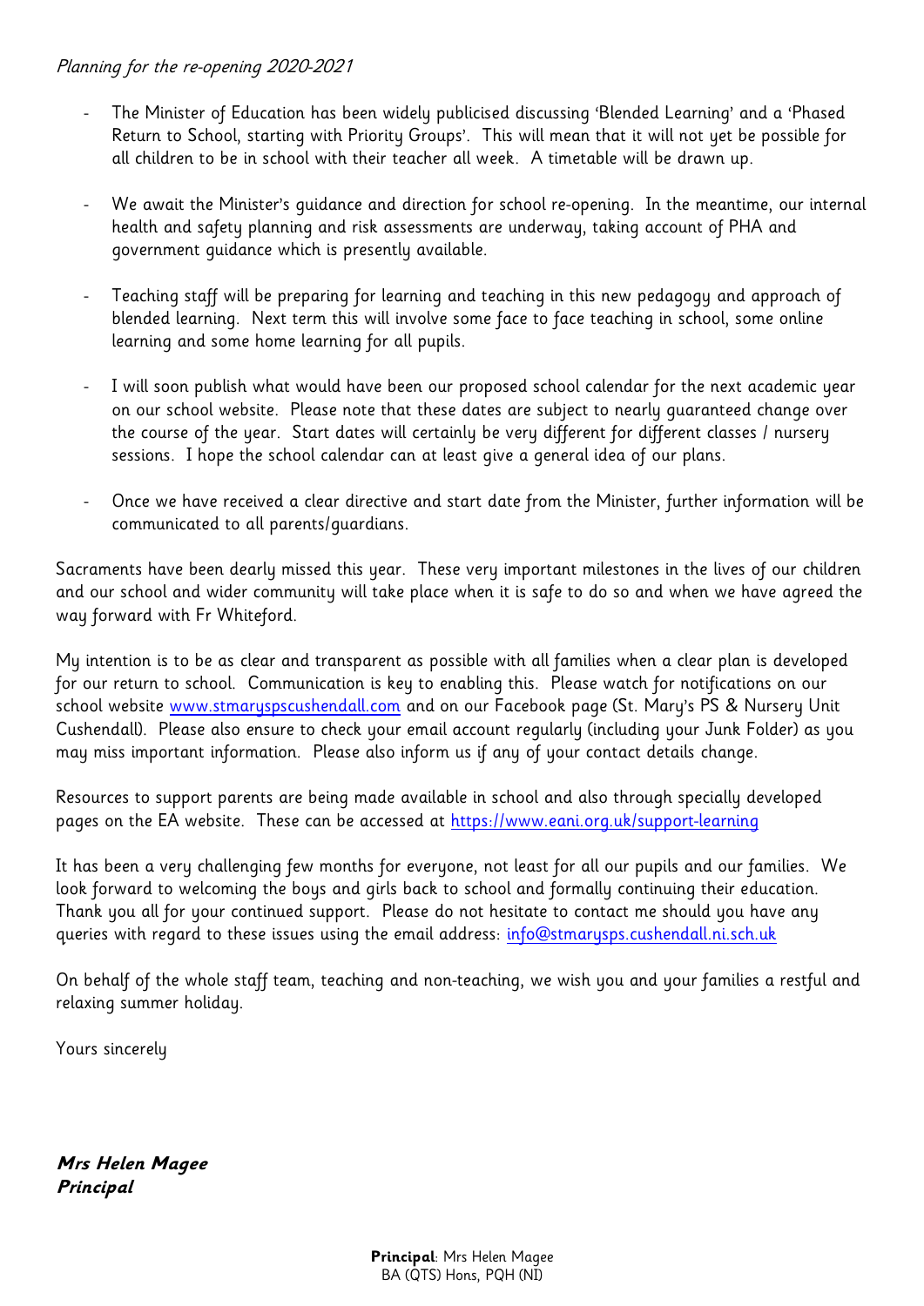*Planning for the re-opening 2020-2021*

- The Minister of Education has been widely publicised discussing 'Blended Learning' and a 'Phased Return to School, starting with Priority Groups'. This will mean that it will not yet be possible for all children to be in school with their teacher all week. A timetable will be drawn up.

- We await the Minister's guidance and direction for school re-opening. In the meantime, our internal health and safety planning and risk assessments are underway, taking account of PHA and government guidance which is presently available.

- Teaching staff will be preparing for learning and teaching in this new pedagogy and approach of blended learning. Next term this will involve some face to face teaching in school, some online learning and some home learning for all pupils.

- I will soon publish what would have been our proposed school calendar for the next academic year on our school website. Please note that these dates are subject to nearly guaranteed change over the course of the year. Start dates will certainly be very different for different classes / nursery sessions. I hope the school calendar can at least give a general idea of our plans.

- Once we have received a clear directive and start date from the Minister, further information will be communicated to all parents/guardians.

Sacraments have been dearly missed this year. These very important milestones in the lives of our children and our school and wider community will take place when it is safe to do so and when we have agreed the way forward with Fr Whiteford.

My intention is to be as clear and transparent as possible with all families when a clear plan is developed for our return to school. Communication is key to enabling this. Please watch for notifications on our school website www.stmaryspscushendall.com and on our Facebook page (St. Mary's PS & Nursery Unit Cushendall). Please also ensure to check your email account regularly (including your Junk Folder) as you may miss important information. Please also inform us if any of your contact details change.

Resources to support parents are being made available in school and also through specially developed pages on the EA website. These can be accessed at https://www.eani.org.uk/support-learning

It has been a very challenging few months for everyone, not least for all our pupils and our families. We look forward to welcoming the boys and girls back to school and formally continuing their education. Thank you all for your continued support. Please do not hesitate to contact me should you have any queries with regard to these issues using the email address: info@stmarysps.cushendall.ni.sch.uk

On behalf of the whole staff team, teaching and non-teaching, we wish you and your families a restful and relaxing summer holiday.

Yours sincerely

***Mrs Helen Magee***
***Principal***

**Principal**: Mrs Helen Magee
BA (QTS) Hons, PQH (NI)